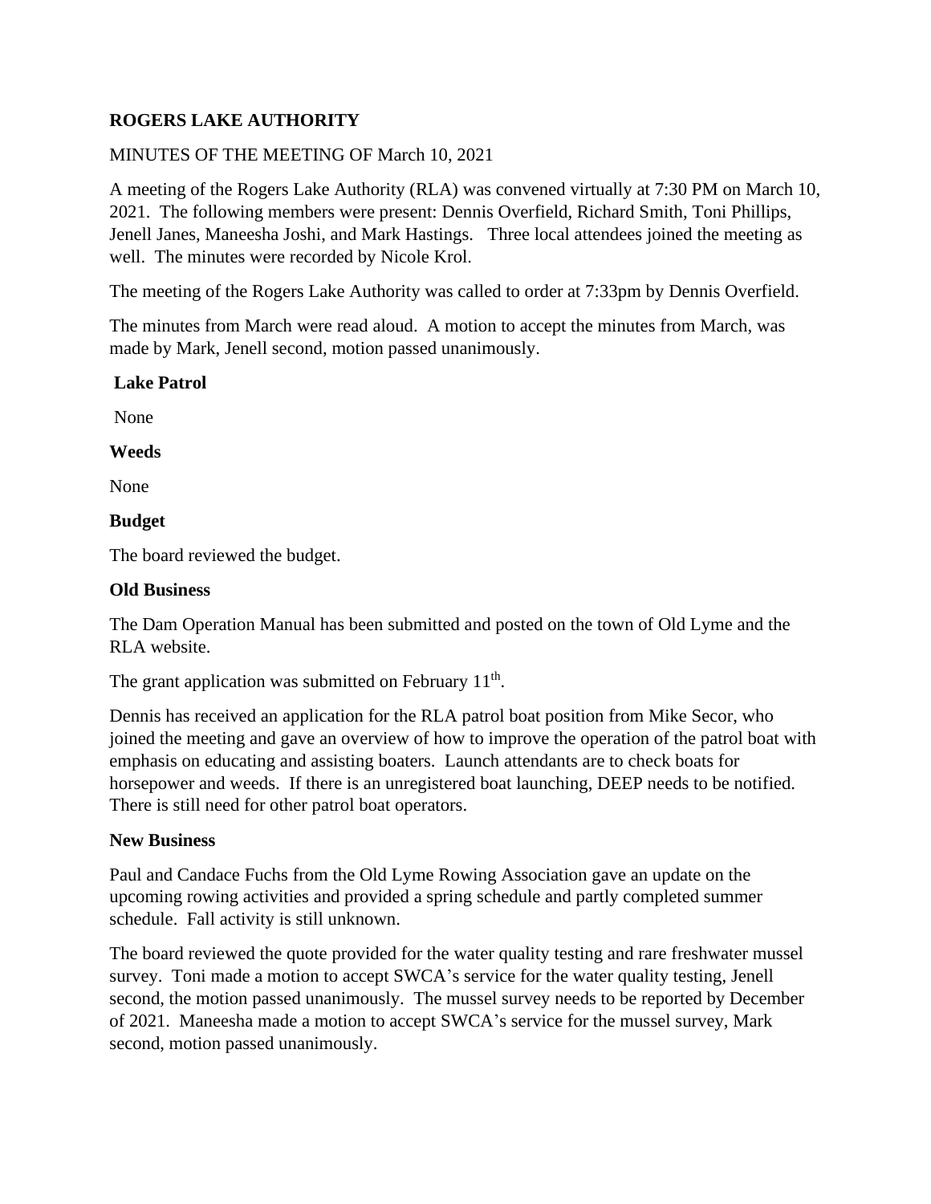**ROGERS LAKE AUTHORITY**

MINUTES OF THE MEETING OF March 10, 2021

A meeting of the Rogers Lake Authority (RLA) was convened virtually at 7:30 PM on March 10, 2021. The following members were present: Dennis Overfield, Richard Smith, Toni Phillips, Jenell Janes, Maneesha Joshi, and Mark Hastings. Three local attendees joined the meeting as well. The minutes were recorded by Nicole Krol.

The meeting of the Rogers Lake Authority was called to order at 7:33pm by Dennis Overfield.

The minutes from March were read aloud. A motion to accept the minutes from March, was made by Mark, Jenell second, motion passed unanimously.

**Lake Patrol**

None

**Weeds**

None

**Budget**

The board reviewed the budget.

**Old Business**

The Dam Operation Manual has been submitted and posted on the town of Old Lyme and the RLA website.

The grant application was submitted on February 11th.

Dennis has received an application for the RLA patrol boat position from Mike Secor, who joined the meeting and gave an overview of how to improve the operation of the patrol boat with emphasis on educating and assisting boaters. Launch attendants are to check boats for horsepower and weeds. If there is an unregistered boat launching, DEEP needs to be notified. There is still need for other patrol boat operators.

**New Business**

Paul and Candace Fuchs from the Old Lyme Rowing Association gave an update on the upcoming rowing activities and provided a spring schedule and partly completed summer schedule. Fall activity is still unknown.

The board reviewed the quote provided for the water quality testing and rare freshwater mussel survey. Toni made a motion to accept SWCA's service for the water quality testing, Jenell second, the motion passed unanimously. The mussel survey needs to be reported by December of 2021. Maneesha made a motion to accept SWCA's service for the mussel survey, Mark second, motion passed unanimously.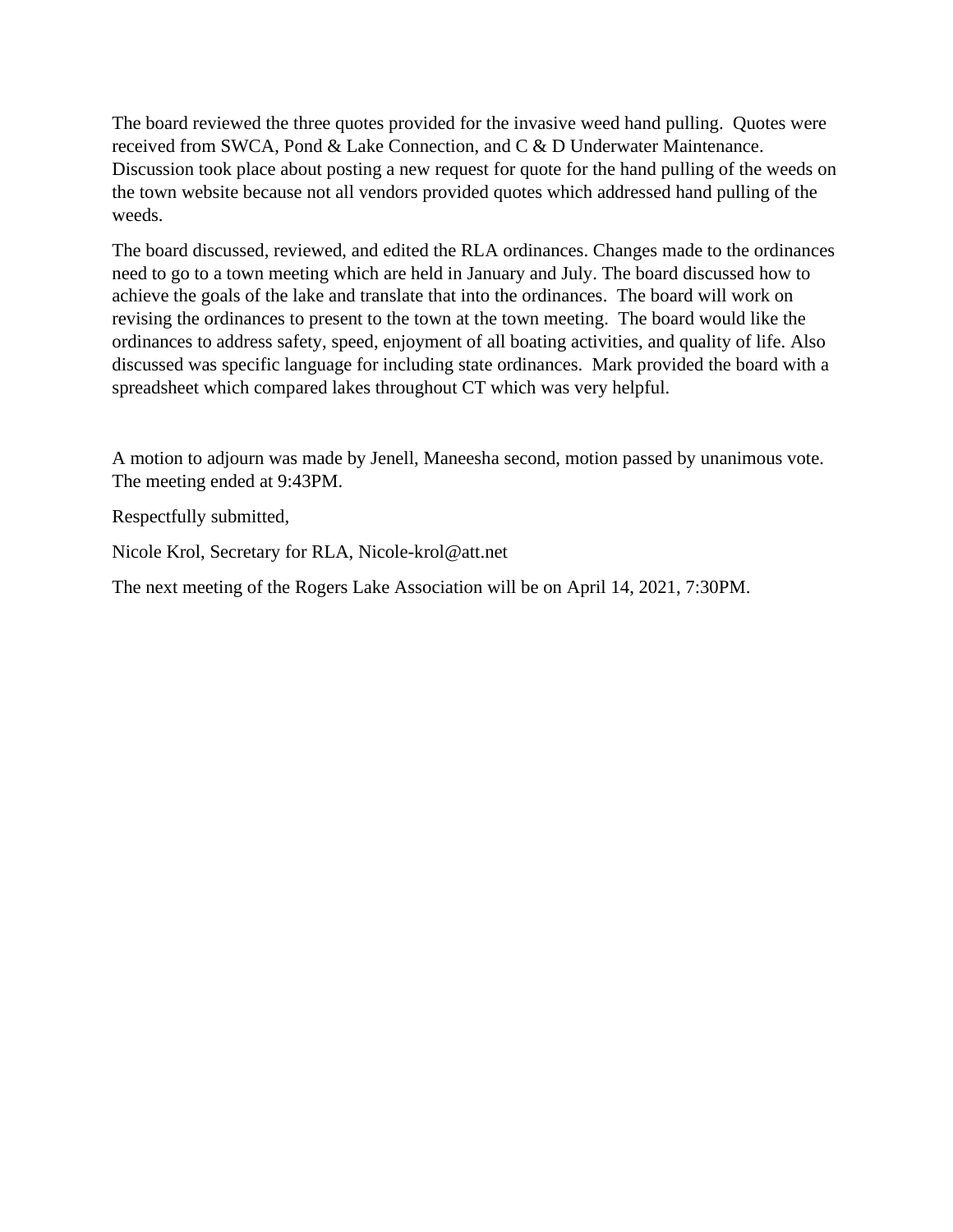The board reviewed the three quotes provided for the invasive weed hand pulling. Quotes were received from SWCA, Pond & Lake Connection, and C & D Underwater Maintenance. Discussion took place about posting a new request for quote for the hand pulling of the weeds on the town website because not all vendors provided quotes which addressed hand pulling of the weeds.

The board discussed, reviewed, and edited the RLA ordinances. Changes made to the ordinances need to go to a town meeting which are held in January and July. The board discussed how to achieve the goals of the lake and translate that into the ordinances. The board will work on revising the ordinances to present to the town at the town meeting. The board would like the ordinances to address safety, speed, enjoyment of all boating activities, and quality of life. Also discussed was specific language for including state ordinances. Mark provided the board with a spreadsheet which compared lakes throughout CT which was very helpful.

A motion to adjourn was made by Jenell, Maneesha second, motion passed by unanimous vote. The meeting ended at 9:43PM.

Respectfully submitted,

Nicole Krol, Secretary for RLA, Nicole-krol@att.net

The next meeting of the Rogers Lake Association will be on April 14, 2021, 7:30PM.